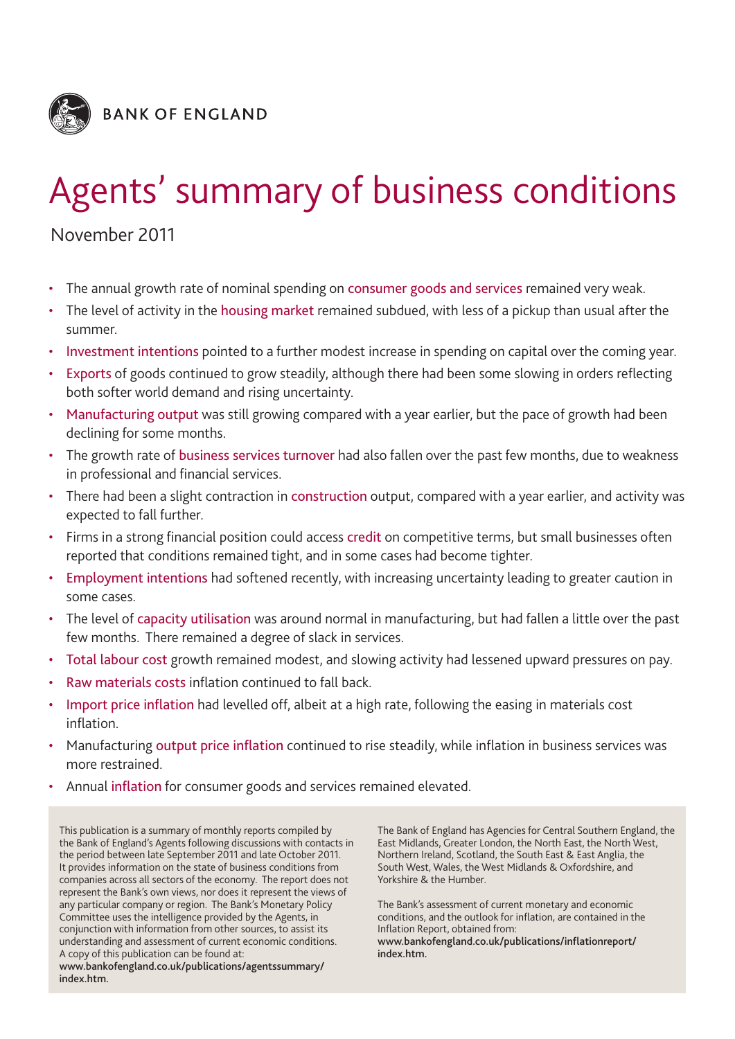BANK OF ENGLAND

# Agents' summary of business conditions

November 2011

- The annual growth rate of nominal spending on consumer goods and services remained very weak.
- The level of activity in the housing market remained subdued, with less of a pickup than usual after the summer.
- Investment intentions pointed to a further modest increase in spending on capital over the coming year.
- Exports of goods continued to grow steadily, although there had been some slowing in orders reflecting both softer world demand and rising uncertainty.
- Manufacturing output was still growing compared with a year earlier, but the pace of growth had been declining for some months.
- The growth rate of business services turnover had also fallen over the past few months, due to weakness in professional and financial services.
- There had been a slight contraction in construction output, compared with a year earlier, and activity was expected to fall further.
- Firms in a strong financial position could access credit on competitive terms, but small businesses often reported that conditions remained tight, and in some cases had become tighter.
- Employment intentions had softened recently, with increasing uncertainty leading to greater caution in some cases.
- The level of capacity utilisation was around normal in manufacturing, but had fallen a little over the past few months. There remained a degree of slack in services.
- Total labour cost growth remained modest, and slowing activity had lessened upward pressures on pay.
- Raw materials costs inflation continued to fall back.
- Import price inflation had levelled off, albeit at a high rate, following the easing in materials cost inflation.
- Manufacturing output price inflation continued to rise steadily, while inflation in business services was more restrained.
- Annual inflation for consumer goods and services remained elevated.

This publication is a summary of monthly reports compiled by the Bank of England's Agents following discussions with contacts in the period between late September 2011 and late October 2011. It provides information on the state of business conditions from companies across all sectors of the economy. The report does not represent the Bank's own views, nor does it represent the views of any particular company or region. The Bank's Monetary Policy Committee uses the intelligence provided by the Agents, in conjunction with information from other sources, to assist its understanding and assessment of current economic conditions. A copy of this publication can be found at: **www.bankofengland.co.uk/publications/agentssummary/index.htm.**

The Bank of England has Agencies for Central Southern England, the East Midlands, Greater London, the North East, the North West, Northern Ireland, Scotland, the South East & East Anglia, the South West, Wales, the West Midlands & Oxfordshire, and Yorkshire & the Humber.

The Bank's assessment of current monetary and economic conditions, and the outlook for inflation, are contained in the Inflation Report, obtained from: **www.bankofengland.co.uk/publications/inflationreport/index.htm.**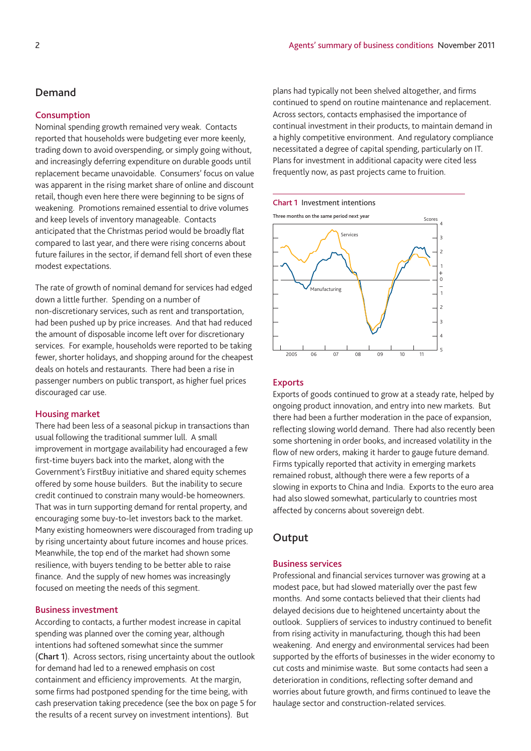## Demand

### Consumption

Nominal spending growth remained very weak. Contacts reported that households were budgeting ever more keenly, trading down to avoid overspending, or simply going without, and increasingly deferring expenditure on durable goods until replacement became unavoidable. Consumers' focus on value was apparent in the rising market share of online and discount retail, though even here there were beginning to be signs of weakening. Promotions remained essential to drive volumes and keep levels of inventory manageable. Contacts anticipated that the Christmas period would be broadly flat compared to last year, and there were rising concerns about future failures in the sector, if demand fell short of even these modest expectations.

The rate of growth of nominal demand for services had edged down a little further. Spending on a number of non-discretionary services, such as rent and transportation, had been pushed up by price increases. And that had reduced the amount of disposable income left over for discretionary services. For example, households were reported to be taking fewer, shorter holidays, and shopping around for the cheapest deals on hotels and restaurants. There had been a rise in passenger numbers on public transport, as higher fuel prices discouraged car use.

### Housing market

There had been less of a seasonal pickup in transactions than usual following the traditional summer lull. A small improvement in mortgage availability had encouraged a few first-time buyers back into the market, along with the Government's FirstBuy initiative and shared equity schemes offered by some house builders. But the inability to secure credit continued to constrain many would-be homeowners. That was in turn supporting demand for rental property, and encouraging some buy-to-let investors back to the market. Many existing homeowners were discouraged from trading up by rising uncertainty about future incomes and house prices. Meanwhile, the top end of the market had shown some resilience, with buyers tending to be better able to raise finance. And the supply of new homes was increasingly focused on meeting the needs of this segment.

### Business investment

According to contacts, a further modest increase in capital spending was planned over the coming year, although intentions had softened somewhat since the summer (**Chart 1**). Across sectors, rising uncertainty about the outlook for demand had led to a renewed emphasis on cost containment and efficiency improvements. At the margin, some firms had postponed spending for the time being, with cash preservation taking precedence (see the box on page 5 for the results of a recent survey on investment intentions). But plans had typically not been shelved altogether, and firms continued to spend on routine maintenance and replacement. Across sectors, contacts emphasised the importance of continual investment in their products, to maintain demand in a highly competitive environment. And regulatory compliance necessitated a degree of capital spending, particularly on IT. Plans for investment in additional capacity were cited less frequently now, as past projects came to fruition.

**Chart 1** Investment intentions

Three months on the same period next year

### Exports

Exports of goods continued to grow at a steady rate, helped by ongoing product innovation, and entry into new markets. But there had been a further moderation in the pace of expansion, reflecting slowing world demand. There had also recently been some shortening in order books, and increased volatility in the flow of new orders, making it harder to gauge future demand. Firms typically reported that activity in emerging markets remained robust, although there were a few reports of a slowing in exports to China and India. Exports to the euro area had also slowed somewhat, particularly to countries most affected by concerns about sovereign debt.

## Output

### Business services

Professional and financial services turnover was growing at a modest pace, but had slowed materially over the past few months. And some contacts believed that their clients had delayed decisions due to heightened uncertainty about the outlook. Suppliers of services to industry continued to benefit from rising activity in manufacturing, though this had been weakening. And energy and environmental services had been supported by the efforts of businesses in the wider economy to cut costs and minimise waste. But some contacts had seen a deterioration in conditions, reflecting softer demand and worries about future growth, and firms continued to leave the haulage sector and construction-related services.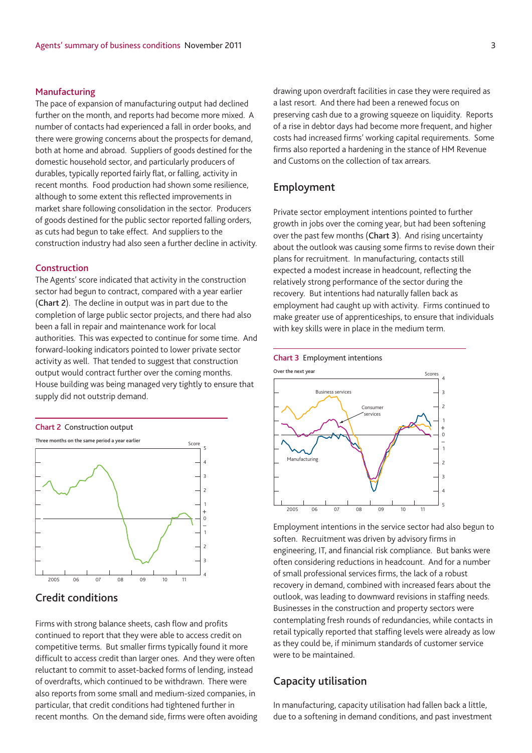## Manufacturing

The pace of expansion of manufacturing output had declined further on the month, and reports had become more mixed. A number of contacts had experienced a fall in order books, and there were growing concerns about the prospects for demand, both at home and abroad. Suppliers of goods destined for the domestic household sector, and particularly producers of durables, typically reported fairly flat, or falling, activity in recent months. Food production had shown some resilience, although to some extent this reflected improvements in market share following consolidation in the sector. Producers of goods destined for the public sector reported falling orders, as cuts had begun to take effect. And suppliers to the construction industry had also seen a further decline in activity.

## Construction

The Agents' score indicated that activity in the construction sector had begun to contract, compared with a year earlier (**Chart 2**). The decline in output was in part due to the completion of large public sector projects, and there had also been a fall in repair and maintenance work for local authorities. This was expected to continue for some time. And forward-looking indicators pointed to lower private sector activity as well. That tended to suggest that construction output would contract further over the coming months. House building was being managed very tightly to ensure that supply did not outstrip demand.

**Chart 2** Construction output

Three months on the same period a year earlier

## Credit conditions

Firms with strong balance sheets, cash flow and profits continued to report that they were able to access credit on competitive terms. But smaller firms typically found it more difficult to access credit than larger ones. And they were often reluctant to commit to asset-backed forms of lending, instead of overdrafts, which continued to be withdrawn. There were also reports from some small and medium-sized companies, in particular, that credit conditions had tightened further in recent months. On the demand side, firms were often avoiding drawing upon overdraft facilities in case they were required as a last resort. And there had been a renewed focus on preserving cash due to a growing squeeze on liquidity. Reports of a rise in debtor days had become more frequent, and higher costs had increased firms' working capital requirements. Some firms also reported a hardening in the stance of HM Revenue and Customs on the collection of tax arrears.

## Employment

Private sector employment intentions pointed to further growth in jobs over the coming year, but had been softening over the past few months (**Chart 3**). And rising uncertainty about the outlook was causing some firms to revise down their plans for recruitment. In manufacturing, contacts still expected a modest increase in headcount, reflecting the relatively strong performance of the sector during the recovery. But intentions had naturally fallen back as employment had caught up with activity. Firms continued to make greater use of apprenticeships, to ensure that individuals with key skills were in place in the medium term.

**Chart 3** Employment intentions

Over the next year

Employment intentions in the service sector had also begun to soften. Recruitment was driven by advisory firms in engineering, IT, and financial risk compliance. But banks were often considering reductions in headcount. And for a number of small professional services firms, the lack of a robust recovery in demand, combined with increased fears about the outlook, was leading to downward revisions in staffing needs. Businesses in the construction and property sectors were contemplating fresh rounds of redundancies, while contacts in retail typically reported that staffing levels were already as low as they could be, if minimum standards of customer service were to be maintained.

## Capacity utilisation

In manufacturing, capacity utilisation had fallen back a little, due to a softening in demand conditions, and past investment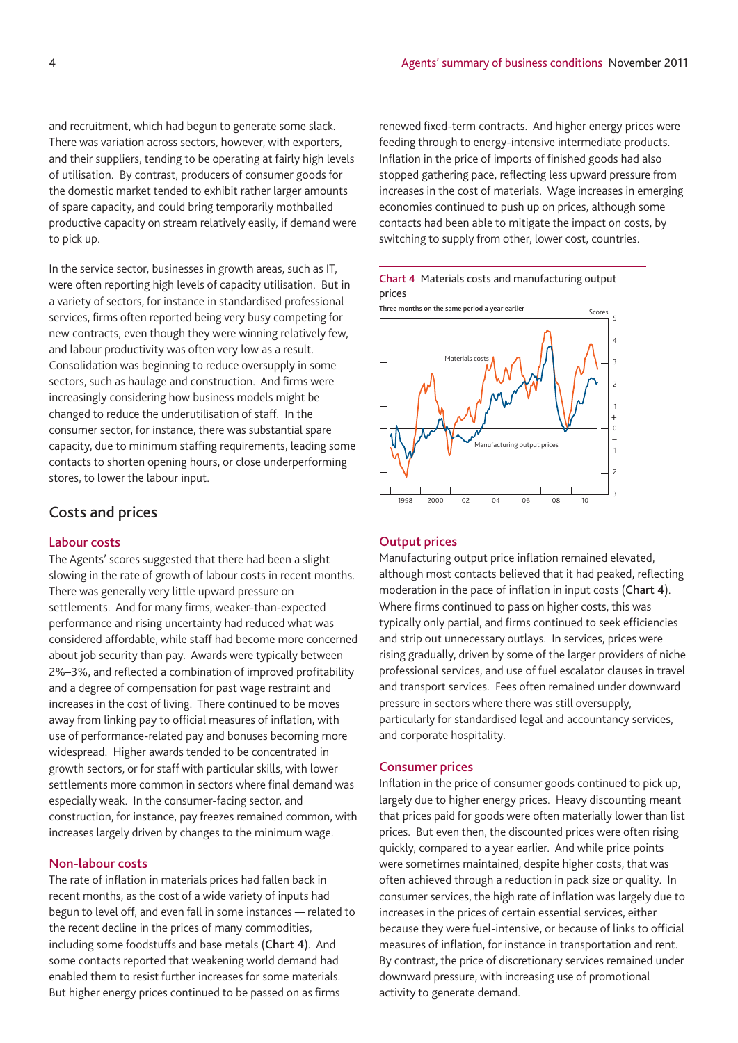and recruitment, which had begun to generate some slack. There was variation across sectors, however, with exporters, and their suppliers, tending to be operating at fairly high levels of utilisation. By contrast, producers of consumer goods for the domestic market tended to exhibit rather larger amounts of spare capacity, and could bring temporarily mothballed productive capacity on stream relatively easily, if demand were to pick up.

In the service sector, businesses in growth areas, such as IT, were often reporting high levels of capacity utilisation. But in a variety of sectors, for instance in standardised professional services, firms often reported being very busy competing for new contracts, even though they were winning relatively few, and labour productivity was often very low as a result. Consolidation was beginning to reduce oversupply in some sectors, such as haulage and construction. And firms were increasingly considering how business models might be changed to reduce the underutilisation of staff. In the consumer sector, for instance, there was substantial spare capacity, due to minimum staffing requirements, leading some contacts to shorten opening hours, or close underperforming stores, to lower the labour input.

## Costs and prices

### Labour costs

The Agents' scores suggested that there had been a slight slowing in the rate of growth of labour costs in recent months. There was generally very little upward pressure on settlements. And for many firms, weaker-than-expected performance and rising uncertainty had reduced what was considered affordable, while staff had become more concerned about job security than pay. Awards were typically between 2%–3%, and reflected a combination of improved profitability and a degree of compensation for past wage restraint and increases in the cost of living. There continued to be moves away from linking pay to official measures of inflation, with use of performance-related pay and bonuses becoming more widespread. Higher awards tended to be concentrated in growth sectors, or for staff with particular skills, with lower settlements more common in sectors where final demand was especially weak. In the consumer-facing sector, and construction, for instance, pay freezes remained common, with increases largely driven by changes to the minimum wage.

### Non-labour costs

The rate of inflation in materials prices had fallen back in recent months, as the cost of a wide variety of inputs had begun to level off, and even fall in some instances — related to the recent decline in the prices of many commodities, including some foodstuffs and base metals (**Chart 4**). And some contacts reported that weakening world demand had enabled them to resist further increases for some materials. But higher energy prices continued to be passed on as firms renewed fixed-term contracts. And higher energy prices were feeding through to energy-intensive intermediate products. Inflation in the price of imports of finished goods had also stopped gathering pace, reflecting less upward pressure from increases in the cost of materials. Wage increases in emerging economies continued to push up on prices, although some contacts had been able to mitigate the impact on costs, by switching to supply from other, lower cost, countries.

**Chart 4** Materials costs and manufacturing output prices

Three months on the same period a year earlier

### Output prices

Manufacturing output price inflation remained elevated, although most contacts believed that it had peaked, reflecting moderation in the pace of inflation in input costs (**Chart 4**). Where firms continued to pass on higher costs, this was typically only partial, and firms continued to seek efficiencies and strip out unnecessary outlays. In services, prices were rising gradually, driven by some of the larger providers of niche professional services, and use of fuel escalator clauses in travel and transport services. Fees often remained under downward pressure in sectors where there was still oversupply, particularly for standardised legal and accountancy services, and corporate hospitality.

### Consumer prices

Inflation in the price of consumer goods continued to pick up, largely due to higher energy prices. Heavy discounting meant that prices paid for goods were often materially lower than list prices. But even then, the discounted prices were often rising quickly, compared to a year earlier. And while price points were sometimes maintained, despite higher costs, that was often achieved through a reduction in pack size or quality. In consumer services, the high rate of inflation was largely due to increases in the prices of certain essential services, either because they were fuel-intensive, or because of links to official measures of inflation, for instance in transportation and rent. By contrast, the price of discretionary services remained under downward pressure, with increasing use of promotional activity to generate demand.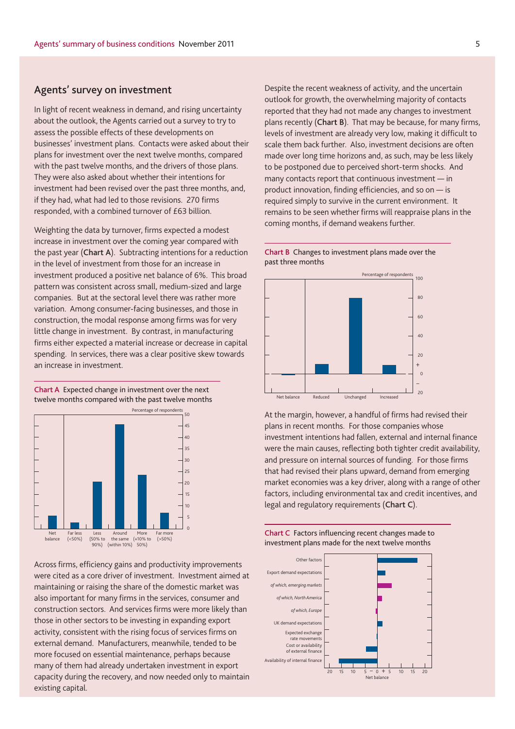## Agents' survey on investment

In light of recent weakness in demand, and rising uncertainty about the outlook, the Agents carried out a survey to try to assess the possible effects of these developments on businesses' investment plans. Contacts were asked about their plans for investment over the next twelve months, compared with the past twelve months, and the drivers of those plans. They were also asked about whether their intentions for investment had been revised over the past three months, and, if they had, what had led to those revisions. 270 firms responded, with a combined turnover of £63 billion.

Weighting the data by turnover, firms expected a modest increase in investment over the coming year compared with the past year (**Chart A**). Subtracting intentions for a reduction in the level of investment from those for an increase in investment produced a positive net balance of 6%. This broad pattern was consistent across small, medium-sized and large companies. But at the sectoral level there was rather more variation. Among consumer-facing businesses, and those in construction, the modal response among firms was for very little change in investment. By contrast, in manufacturing firms either expected a material increase or decrease in capital spending. In services, there was a clear positive skew towards an increase in investment.

**Chart A** Expected change in investment over the next twelve months compared with the past twelve months

Percentage of respondents
50
45
40
35
30
25
20
15
10
5
0

Net balance
Far less (<50%)
Less (50% to 90%)
Around the same (within 10%)
More (+10% to 50%)
Far more (>50%)

Across firms, efficiency gains and productivity improvements were cited as a core driver of investment. Investment aimed at maintaining or raising the share of the domestic market was also important for many firms in the services, consumer and construction sectors. And services firms were more likely than those in other sectors to be investing in expanding export activity, consistent with the rising focus of services firms on external demand. Manufacturers, meanwhile, tended to be more focused on essential maintenance, perhaps because many of them had already undertaken investment in export capacity during the recovery, and now needed only to maintain existing capital.

Despite the recent weakness of activity, and the uncertain outlook for growth, the overwhelming majority of contacts reported that they had not made any changes to investment plans recently (**Chart B**). That may be because, for many firms, levels of investment are already very low, making it difficult to scale them back further. Also, investment decisions are often made over long time horizons and, as such, may be less likely to be postponed due to perceived short-term shocks. And many contacts report that continuous investment — in product innovation, finding efficiencies, and so on — is required simply to survive in the current environment. It remains to be seen whether firms will reappraise plans in the coming months, if demand weakens further.

**Chart B** Changes to investment plans made over the past three months

Percentage of respondents
100
80
60
40
20
+
0
–
20

Net balance
Reduced
Unchanged
Increased

At the margin, however, a handful of firms had revised their plans in recent months. For those companies whose investment intentions had fallen, external and internal finance were the main causes, reflecting both tighter credit availability, and pressure on internal sources of funding. For those firms that had revised their plans upward, demand from emerging market economies was a key driver, along with a range of other factors, including environmental tax and credit incentives, and legal and regulatory requirements (**Chart C**).

**Chart C** Factors influencing recent changes made to investment plans made for the next twelve months

Other factors
Export demand expectations
*of which, emerging markets*
*of which, North America*
*of which, Europe*
UK demand expectations
Expected exchange rate movements
Cost or availability of external finance
Availability of internal finance

20 15 10 5 – 0 + 5 10 15 20
Net balance